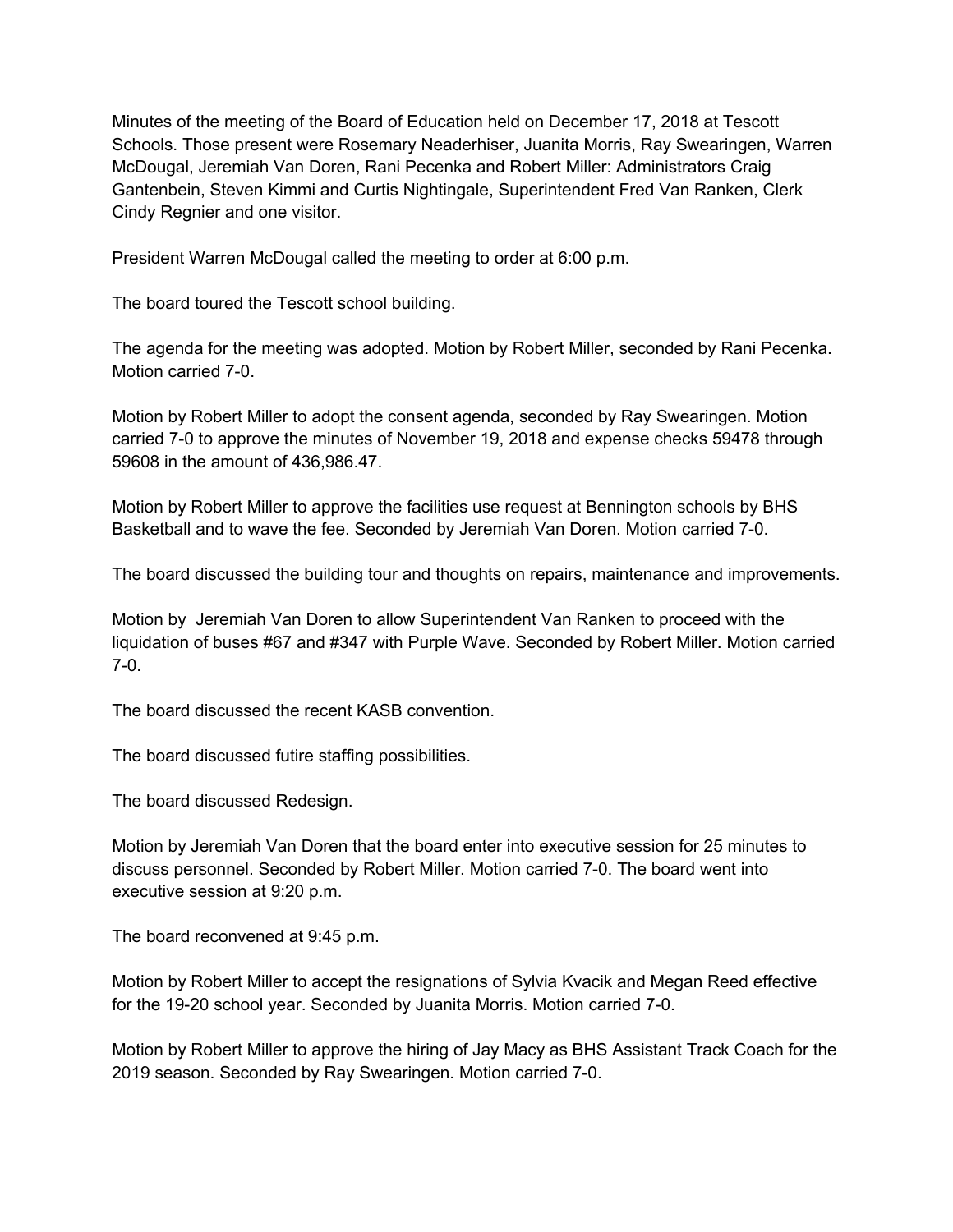Minutes of the meeting of the Board of Education held on December 17, 2018 at Tescott Schools. Those present were Rosemary Neaderhiser, Juanita Morris, Ray Swearingen, Warren McDougal, Jeremiah Van Doren, Rani Pecenka and Robert Miller: Administrators Craig Gantenbein, Steven Kimmi and Curtis Nightingale, Superintendent Fred Van Ranken, Clerk Cindy Regnier and one visitor.

President Warren McDougal called the meeting to order at 6:00 p.m.

The board toured the Tescott school building.

The agenda for the meeting was adopted. Motion by Robert Miller, seconded by Rani Pecenka. Motion carried 7-0.

Motion by Robert Miller to adopt the consent agenda, seconded by Ray Swearingen. Motion carried 7-0 to approve the minutes of November 19, 2018 and expense checks 59478 through 59608 in the amount of 436,986.47.

Motion by Robert Miller to approve the facilities use request at Bennington schools by BHS Basketball and to wave the fee. Seconded by Jeremiah Van Doren. Motion carried 7-0.

The board discussed the building tour and thoughts on repairs, maintenance and improvements.

Motion by Jeremiah Van Doren to allow Superintendent Van Ranken to proceed with the liquidation of buses #67 and #347 with Purple Wave. Seconded by Robert Miller. Motion carried 7-0.

The board discussed the recent KASB convention.

The board discussed futire staffing possibilities.

The board discussed Redesign.

Motion by Jeremiah Van Doren that the board enter into executive session for 25 minutes to discuss personnel. Seconded by Robert Miller. Motion carried 7-0. The board went into executive session at 9:20 p.m.

The board reconvened at 9:45 p.m.

Motion by Robert Miller to accept the resignations of Sylvia Kvacik and Megan Reed effective for the 19-20 school year. Seconded by Juanita Morris. Motion carried 7-0.

Motion by Robert Miller to approve the hiring of Jay Macy as BHS Assistant Track Coach for the 2019 season. Seconded by Ray Swearingen. Motion carried 7-0.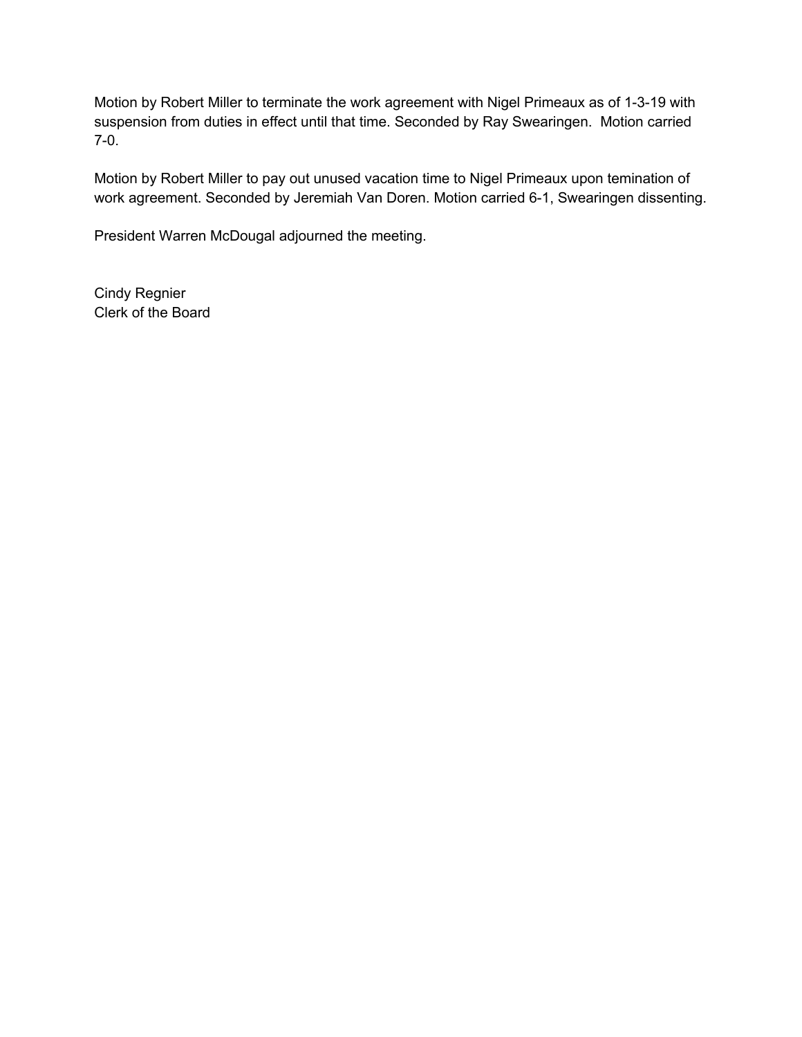Motion by Robert Miller to terminate the work agreement with Nigel Primeaux as of 1-3-19 with suspension from duties in effect until that time. Seconded by Ray Swearingen. Motion carried 7-0.

Motion by Robert Miller to pay out unused vacation time to Nigel Primeaux upon temination of work agreement. Seconded by Jeremiah Van Doren. Motion carried 6-1, Swearingen dissenting.

President Warren McDougal adjourned the meeting.

Cindy Regnier  
Clerk of the Board